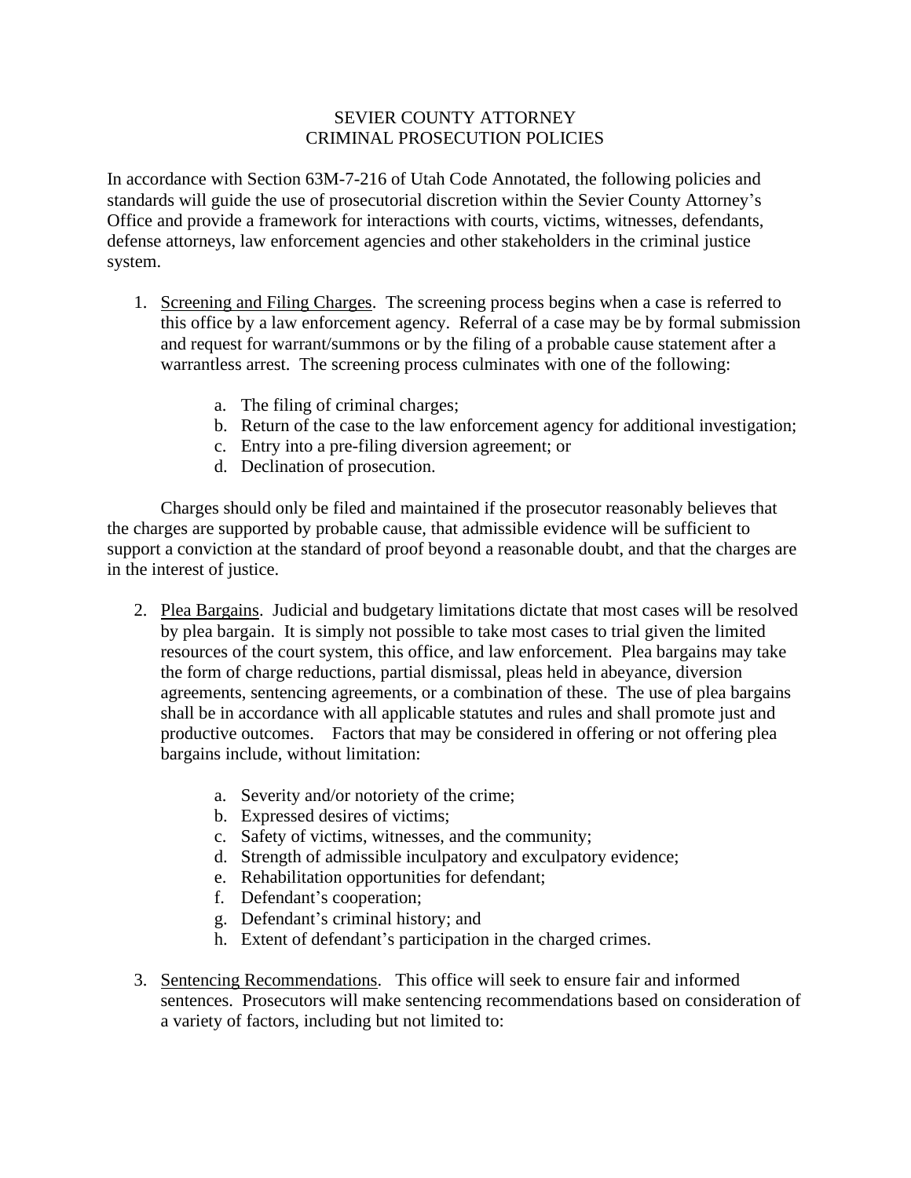# SEVIER COUNTY ATTORNEY
# CRIMINAL PROSECUTION POLICIES

In accordance with Section 63M-7-216 of Utah Code Annotated, the following policies and standards will guide the use of prosecutorial discretion within the Sevier County Attorney's Office and provide a framework for interactions with courts, victims, witnesses, defendants, defense attorneys, law enforcement agencies and other stakeholders in the criminal justice system.

1. Screening and Filing Charges. The screening process begins when a case is referred to this office by a law enforcement agency. Referral of a case may be by formal submission and request for warrant/summons or by the filing of a probable cause statement after a warrantless arrest. The screening process culminates with one of the following:

    a. The filing of criminal charges;
    b. Return of the case to the law enforcement agency for additional investigation;
    c. Entry into a pre-filing diversion agreement; or
    d. Declination of prosecution.

    Charges should only be filed and maintained if the prosecutor reasonably believes that the charges are supported by probable cause, that admissible evidence will be sufficient to support a conviction at the standard of proof beyond a reasonable doubt, and that the charges are in the interest of justice.

2. Plea Bargains. Judicial and budgetary limitations dictate that most cases will be resolved by plea bargain. It is simply not possible to take most cases to trial given the limited resources of the court system, this office, and law enforcement. Plea bargains may take the form of charge reductions, partial dismissal, pleas held in abeyance, diversion agreements, sentencing agreements, or a combination of these. The use of plea bargains shall be in accordance with all applicable statutes and rules and shall promote just and productive outcomes. Factors that may be considered in offering or not offering plea bargains include, without limitation:

    a. Severity and/or notoriety of the crime;
    b. Expressed desires of victims;
    c. Safety of victims, witnesses, and the community;
    d. Strength of admissible inculpatory and exculpatory evidence;
    e. Rehabilitation opportunities for defendant;
    f. Defendant's cooperation;
    g. Defendant's criminal history; and
    h. Extent of defendant's participation in the charged crimes.

3. Sentencing Recommendations. This office will seek to ensure fair and informed sentences. Prosecutors will make sentencing recommendations based on consideration of a variety of factors, including but not limited to: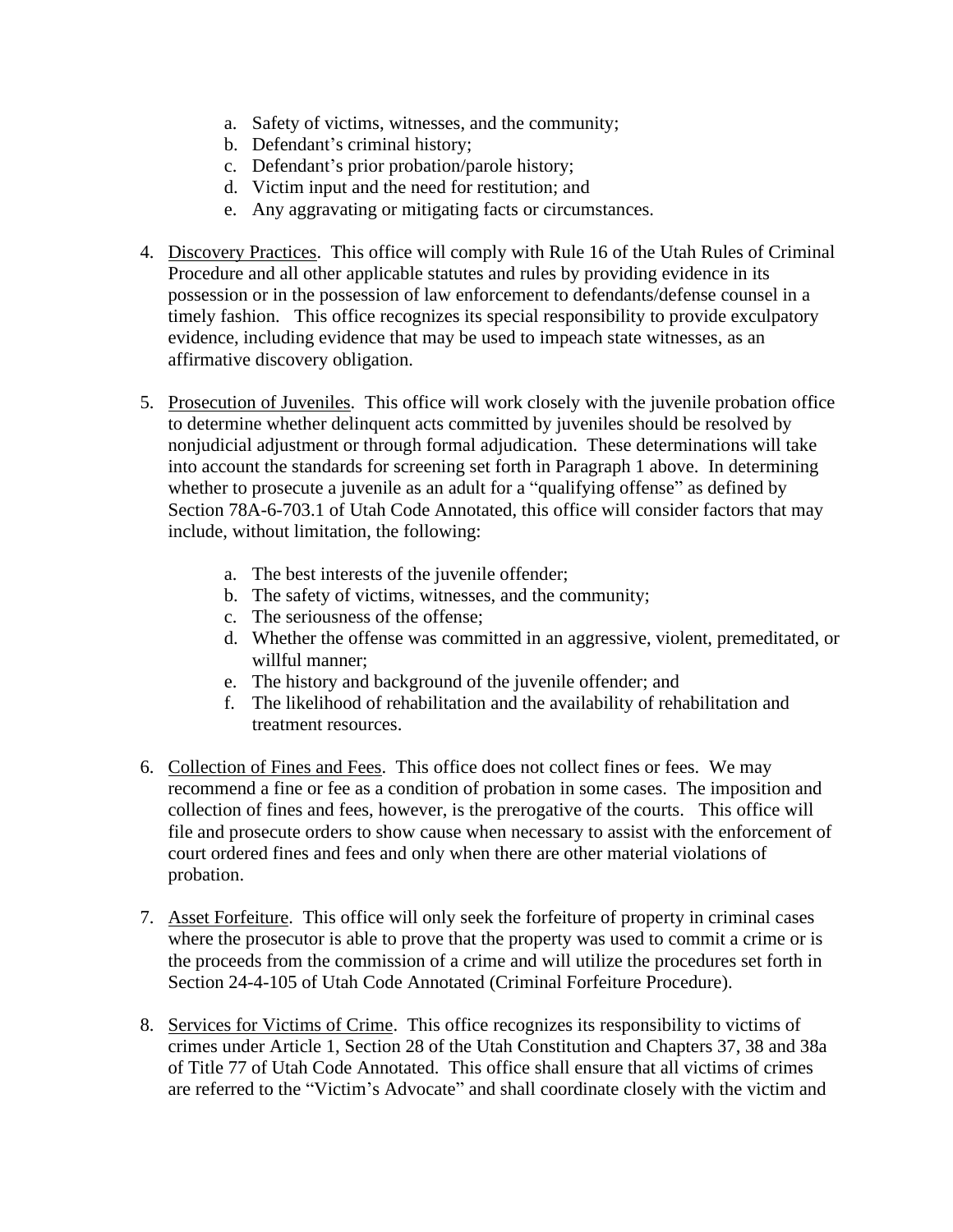a. Safety of victims, witnesses, and the community;
   b. Defendant's criminal history;
   c. Defendant's prior probation/parole history;
   d. Victim input and the need for restitution; and
   e. Any aggravating or mitigating facts or circumstances.

4. <u>Discovery Practices</u>. This office will comply with Rule 16 of the Utah Rules of Criminal Procedure and all other applicable statutes and rules by providing evidence in its possession or in the possession of law enforcement to defendants/defense counsel in a timely fashion. This office recognizes its special responsibility to provide exculpatory evidence, including evidence that may be used to impeach state witnesses, as an affirmative discovery obligation.

5. <u>Prosecution of Juveniles</u>. This office will work closely with the juvenile probation office to determine whether delinquent acts committed by juveniles should be resolved by nonjudicial adjustment or through formal adjudication. These determinations will take into account the standards for screening set forth in Paragraph 1 above. In determining whether to prosecute a juvenile as an adult for a "qualifying offense" as defined by Section 78A-6-703.1 of Utah Code Annotated, this office will consider factors that may include, without limitation, the following:

   a. The best interests of the juvenile offender;
   b. The safety of victims, witnesses, and the community;
   c. The seriousness of the offense;
   d. Whether the offense was committed in an aggressive, violent, premeditated, or willful manner;
   e. The history and background of the juvenile offender; and
   f. The likelihood of rehabilitation and the availability of rehabilitation and treatment resources.

6. <u>Collection of Fines and Fees</u>. This office does not collect fines or fees. We may recommend a fine or fee as a condition of probation in some cases. The imposition and collection of fines and fees, however, is the prerogative of the courts. This office will file and prosecute orders to show cause when necessary to assist with the enforcement of court ordered fines and fees and only when there are other material violations of probation.

7. <u>Asset Forfeiture</u>. This office will only seek the forfeiture of property in criminal cases where the prosecutor is able to prove that the property was used to commit a crime or is the proceeds from the commission of a crime and will utilize the procedures set forth in Section 24-4-105 of Utah Code Annotated (Criminal Forfeiture Procedure).

8. <u>Services for Victims of Crime</u>. This office recognizes its responsibility to victims of crimes under Article 1, Section 28 of the Utah Constitution and Chapters 37, 38 and 38a of Title 77 of Utah Code Annotated. This office shall ensure that all victims of crimes are referred to the "Victim's Advocate" and shall coordinate closely with the victim and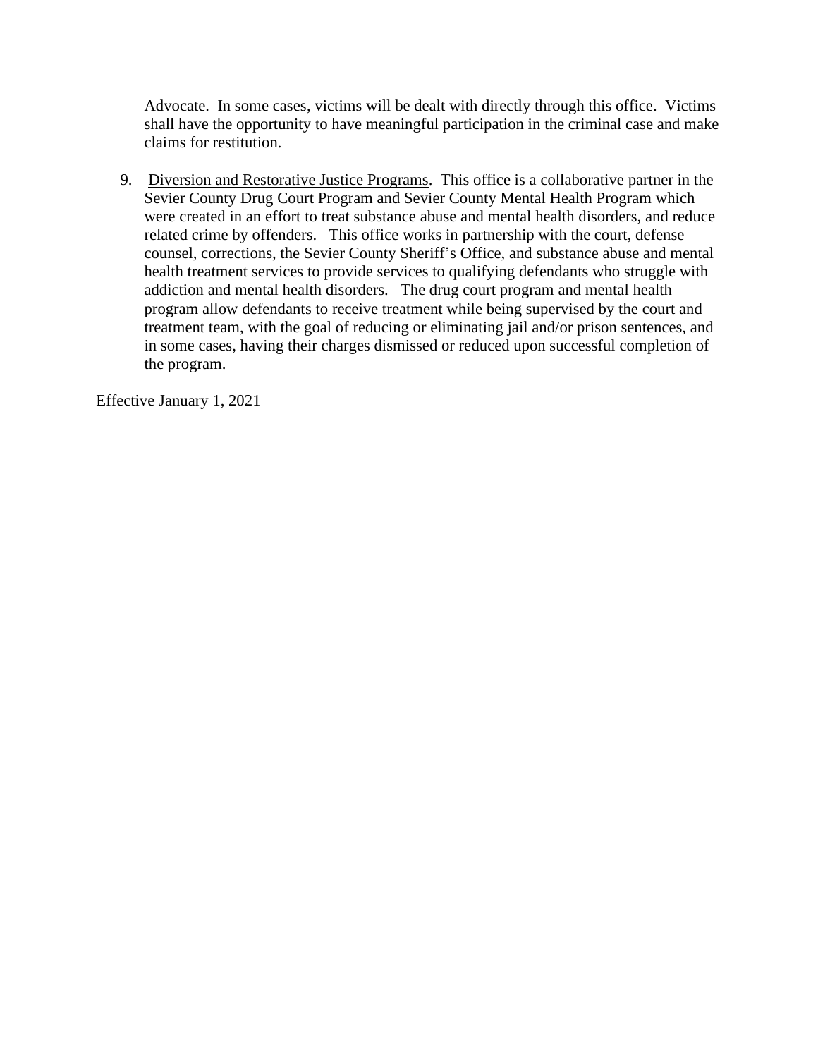Advocate. In some cases, victims will be dealt with directly through this office. Victims shall have the opportunity to have meaningful participation in the criminal case and make claims for restitution.

9. Diversion and Restorative Justice Programs. This office is a collaborative partner in the Sevier County Drug Court Program and Sevier County Mental Health Program which were created in an effort to treat substance abuse and mental health disorders, and reduce related crime by offenders. This office works in partnership with the court, defense counsel, corrections, the Sevier County Sheriff's Office, and substance abuse and mental health treatment services to provide services to qualifying defendants who struggle with addiction and mental health disorders. The drug court program and mental health program allow defendants to receive treatment while being supervised by the court and treatment team, with the goal of reducing or eliminating jail and/or prison sentences, and in some cases, having their charges dismissed or reduced upon successful completion of the program.

Effective January 1, 2021